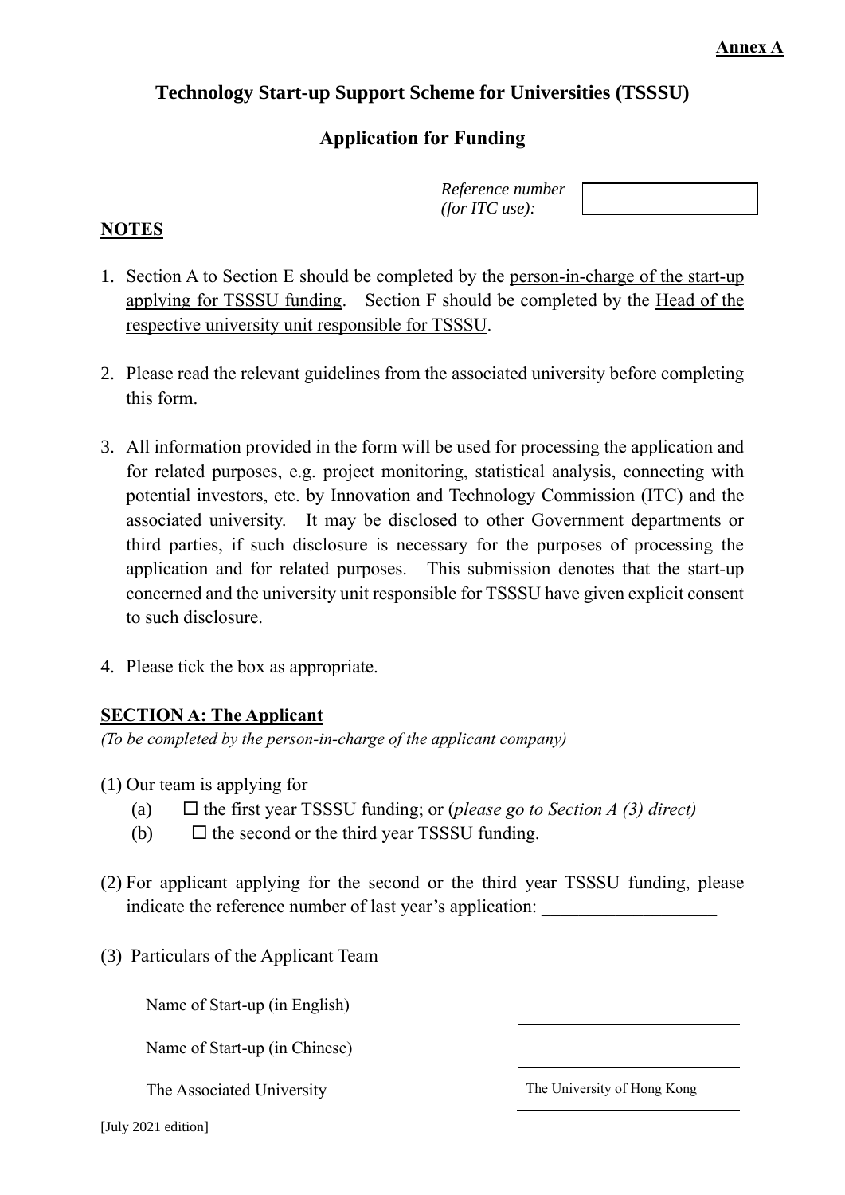**Annex A**

# Technology Start-up Support Scheme for Universities (TSSSU)

## Application for Funding

*Reference number (for ITC use):* ____________________

**NOTES**

1. Section A to Section E should be completed by the person-in-charge of the start-up applying for TSSSU funding. Section F should be completed by the Head of the respective university unit responsible for TSSSU.

2. Please read the relevant guidelines from the associated university before completing this form.

3. All information provided in the form will be used for processing the application and for related purposes, e.g. project monitoring, statistical analysis, connecting with potential investors, etc. by Innovation and Technology Commission (ITC) and the associated university. It may be disclosed to other Government departments or third parties, if such disclosure is necessary for the purposes of processing the application and for related purposes. This submission denotes that the start-up concerned and the university unit responsible for TSSSU have given explicit consent to such disclosure.

4. Please tick the box as appropriate.

**SECTION A: The Applicant**

*(To be completed by the person-in-charge of the applicant company)*

(1) Our team is applying for –

   (a) ☐ the first year TSSSU funding; or (*please go to Section A (3) direct)*

   (b) ☐ the second or the third year TSSSU funding.

(2) For applicant applying for the second or the third year TSSSU funding, please indicate the reference number of last year's application: ___________________

(3) Particulars of the Applicant Team

| | |
|---|---|
| Name of Start-up (in English) | ____________________ |
| Name of Start-up (in Chinese) | ____________________ |
| The Associated University | The University of Hong Kong |

[July 2021 edition]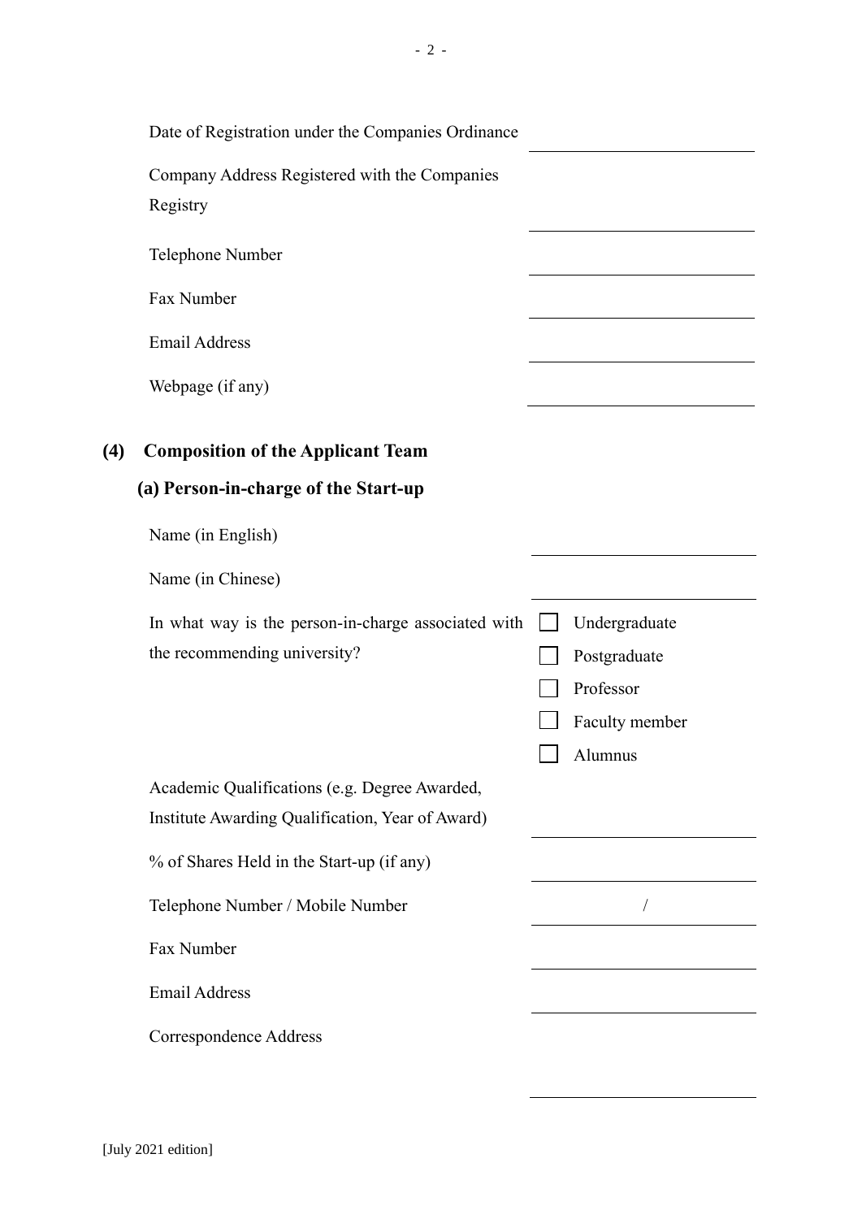Date of Registration under the Companies Ordinance \_\_\_\_\_\_\_\_\_\_\_\_\_\_\_\_\_\_\_\_

Company Address Registered with the Companies Registry \_\_\_\_\_\_\_\_\_\_\_\_\_\_\_\_\_\_\_\_

Telephone Number \_\_\_\_\_\_\_\_\_\_\_\_\_\_\_\_\_\_\_\_

Fax Number \_\_\_\_\_\_\_\_\_\_\_\_\_\_\_\_\_\_\_\_

Email Address \_\_\_\_\_\_\_\_\_\_\_\_\_\_\_\_\_\_\_\_

Webpage (if any) \_\_\_\_\_\_\_\_\_\_\_\_\_\_\_\_\_\_\_\_

## (4) Composition of the Applicant Team

### (a) Person-in-charge of the Start-up

Name (in English) \_\_\_\_\_\_\_\_\_\_\_\_\_\_\_\_\_\_\_\_

Name (in Chinese) \_\_\_\_\_\_\_\_\_\_\_\_\_\_\_\_\_\_\_\_

In what way is the person-in-charge associated with the recommending university?

- ☐ Undergraduate
- ☐ Postgraduate
- ☐ Professor
- ☐ Faculty member
- ☐ Alumnus

Academic Qualifications (e.g. Degree Awarded, Institute Awarding Qualification, Year of Award) \_\_\_\_\_\_\_\_\_\_\_\_\_\_\_\_\_\_\_\_

% of Shares Held in the Start-up (if any) \_\_\_\_\_\_\_\_\_\_\_\_\_\_\_\_\_\_\_\_

Telephone Number / Mobile Number \_\_\_\_\_\_\_\_\_ / \_\_\_\_\_\_\_\_\_

Fax Number \_\_\_\_\_\_\_\_\_\_\_\_\_\_\_\_\_\_\_\_

Email Address \_\_\_\_\_\_\_\_\_\_\_\_\_\_\_\_\_\_\_\_

Correspondence Address \_\_\_\_\_\_\_\_\_\_\_\_\_\_\_\_\_\_\_\_

[July 2021 edition]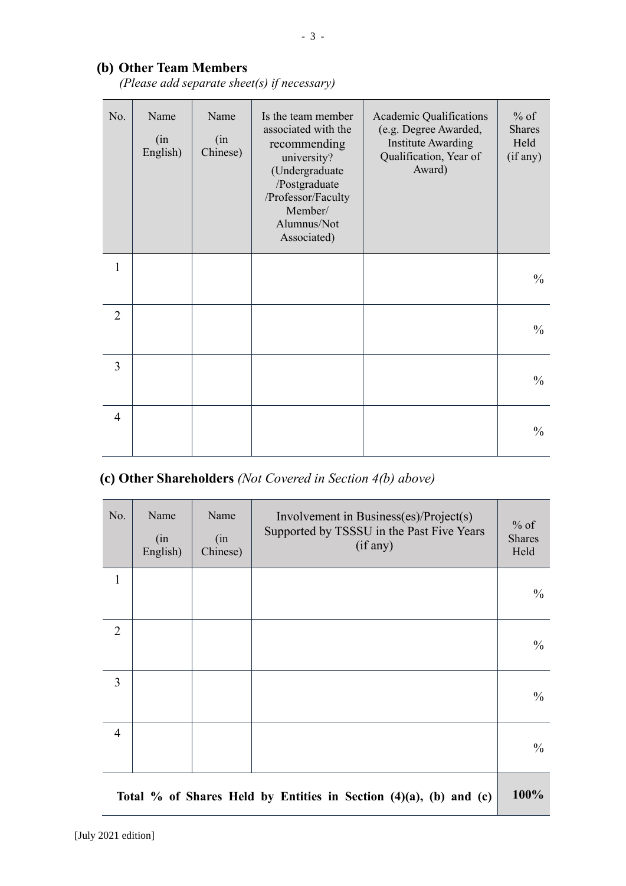## (b) Other Team Members

*(Please add separate sheet(s) if necessary)*

| No. | Name (in English) | Name (in Chinese) | Is the team member associated with the recommending university? (Undergraduate /Postgraduate /Professor/Faculty Member/ Alumnus/Not Associated) | Academic Qualifications (e.g. Degree Awarded, Institute Awarding Qualification, Year of Award) | % of Shares Held (if any) |
|---|---|---|---|---|---|
| 1 | | | | | % |
| 2 | | | | | % |
| 3 | | | | | % |
| 4 | | | | | % |

## (c) Other Shareholders *(Not Covered in Section 4(b) above)*

| No. | Name (in English) | Name (in Chinese) | Involvement in Business(es)/Project(s) Supported by TSSSU in the Past Five Years (if any) | % of Shares Held |
|---|---|---|---|---|
| 1 | | | | % |
| 2 | | | | % |
| 3 | | | | % |
| 4 | | | | % |
| **Total % of Shares Held by Entities in Section (4)(a), (b) and (c)** | | | | **100%** |

[July 2021 edition]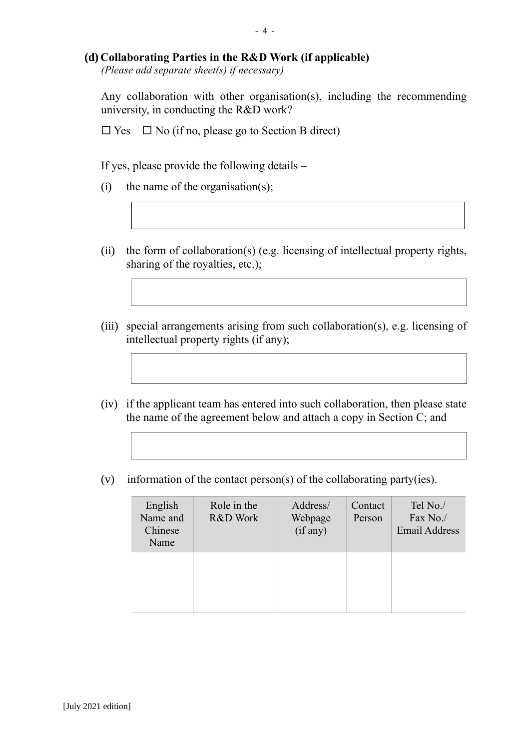### (d) Collaborating Parties in the R&D Work (if applicable)

*(Please add separate sheet(s) if necessary)*

Any collaboration with other organisation(s), including the recommending university, in conducting the R&D work?

☐ Yes ☐ No (if no, please go to Section B direct)

If yes, please provide the following details –

(i) the name of the organisation(s);

(ii) the form of collaboration(s) (e.g. licensing of intellectual property rights, sharing of the royalties, etc.);

(iii) special arrangements arising from such collaboration(s), e.g. licensing of intellectual property rights (if any);

(iv) if the applicant team has entered into such collaboration, then please state the name of the agreement below and attach a copy in Section C; and

(v) information of the contact person(s) of the collaborating party(ies).

| English Name and Chinese Name | Role in the R&D Work | Address/ Webpage (if any) | Contact Person | Tel No./ Fax No./ Email Address |
|---|---|---|---|---|
| | | | | |

[July 2021 edition]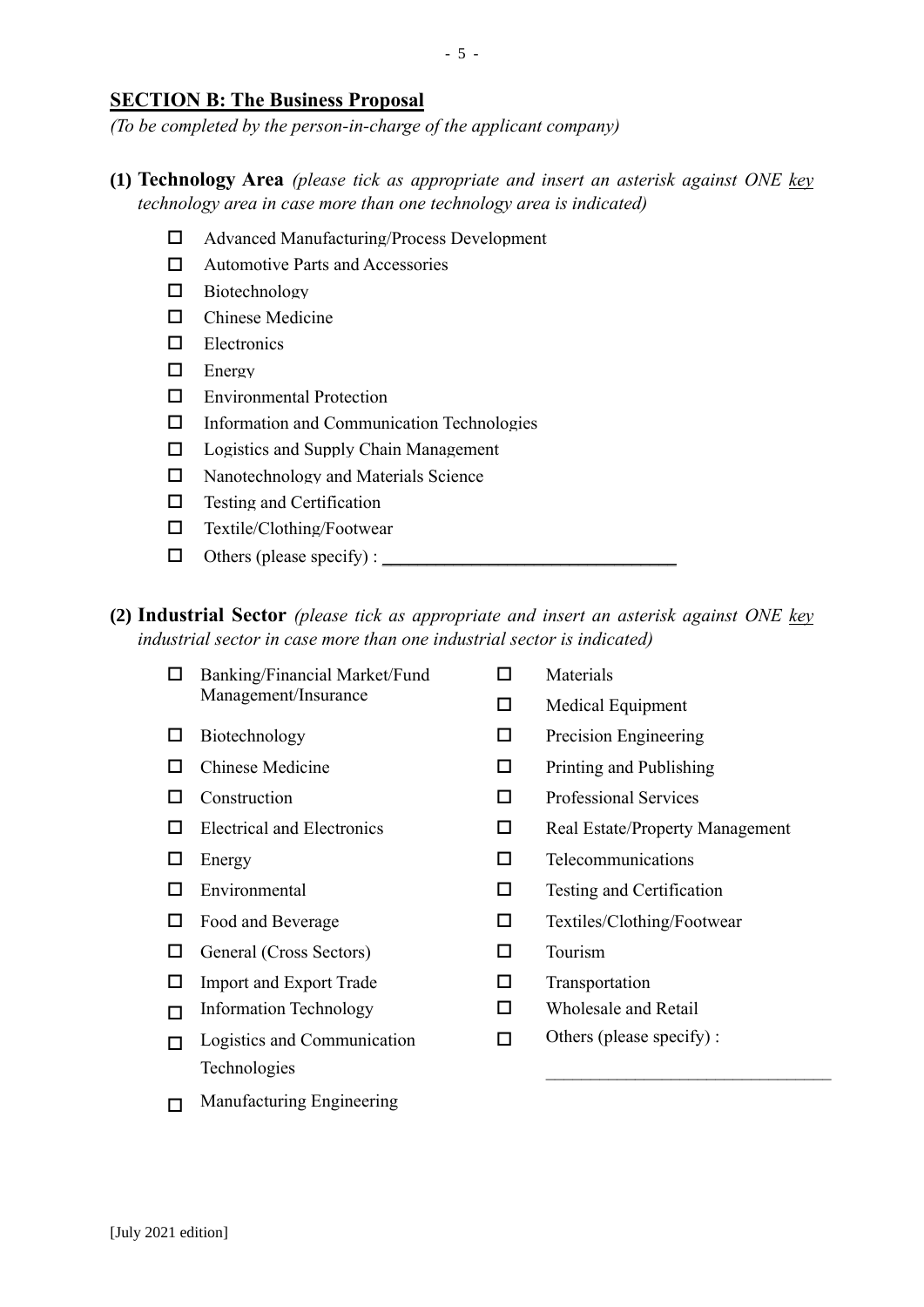## SECTION B: The Business Proposal

*(To be completed by the person-in-charge of the applicant company)*

**(1) Technology Area** *(please tick as appropriate and insert an asterisk against ONE key technology area in case more than one technology area is indicated)*

- ☐ Advanced Manufacturing/Process Development
- ☐ Automotive Parts and Accessories
- ☐ Biotechnology
- ☐ Chinese Medicine
- ☐ Electronics
- ☐ Energy
- ☐ Environmental Protection
- ☐ Information and Communication Technologies
- ☐ Logistics and Supply Chain Management
- ☐ Nanotechnology and Materials Science
- ☐ Testing and Certification
- ☐ Textile/Clothing/Footwear
- ☐ Others (please specify) : ______________________________

**(2) Industrial Sector** *(please tick as appropriate and insert an asterisk against ONE key industrial sector in case more than one industrial sector is indicated)*

- ☐ Banking/Financial Market/Fund Management/Insurance
- ☐ Biotechnology
- ☐ Chinese Medicine
- ☐ Construction
- ☐ Electrical and Electronics
- ☐ Energy
- ☐ Environmental
- ☐ Food and Beverage
- ☐ General (Cross Sectors)
- ☐ Import and Export Trade
- ☐ Information Technology
- ☐ Logistics and Communication Technologies
- ☐ Manufacturing Engineering
- ☐ Materials
- ☐ Medical Equipment
- ☐ Precision Engineering
- ☐ Printing and Publishing
- ☐ Professional Services
- ☐ Real Estate/Property Management
- ☐ Telecommunications
- ☐ Testing and Certification
- ☐ Textiles/Clothing/Footwear
- ☐ Tourism
- ☐ Transportation
- ☐ Wholesale and Retail
- ☐ Others (please specify) : ______________________________

[July 2021 edition]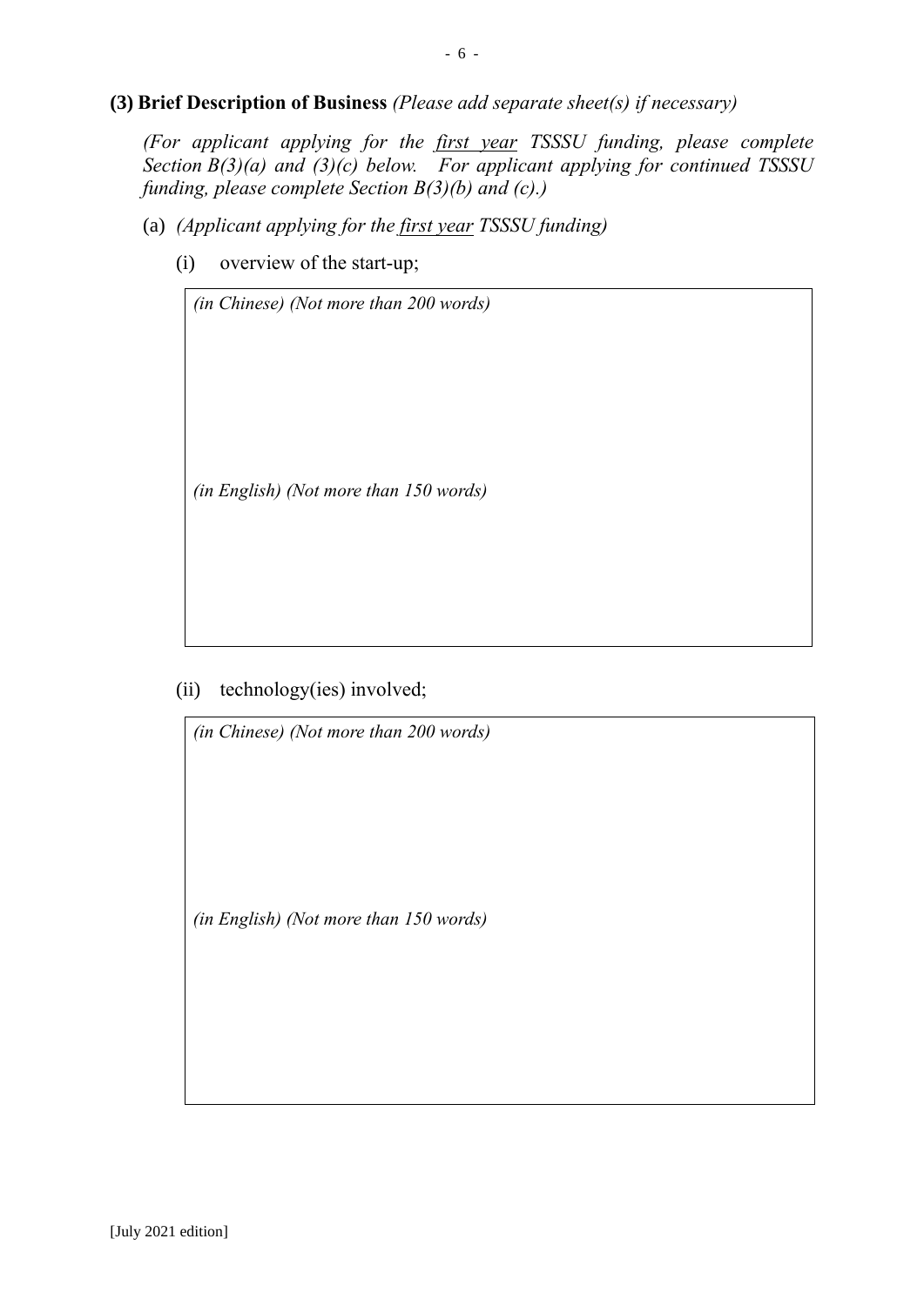**(3) Brief Description of Business** *(Please add separate sheet(s) if necessary)*

*(For applicant applying for the first year TSSSU funding, please complete Section B(3)(a) and (3)(c) below. For applicant applying for continued TSSSU funding, please complete Section B(3)(b) and (c).)*

(a) *(Applicant applying for the first year TSSSU funding)*

(i) overview of the start-up;

| *(in Chinese) (Not more than 200 words)*<br><br><br><br>*(in English) (Not more than 150 words)*<br><br><br> |
|---|

(ii) technology(ies) involved;

| *(in Chinese) (Not more than 200 words)*<br><br><br><br>*(in English) (Not more than 150 words)*<br><br><br> |
|---|

[July 2021 edition]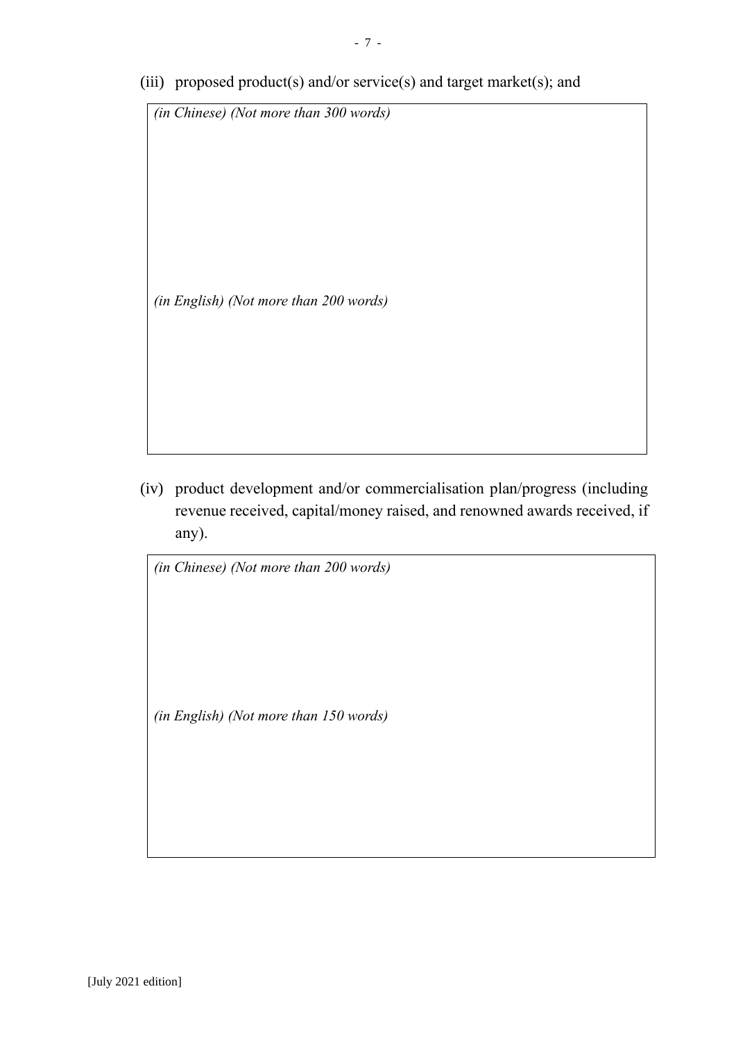(iii) proposed product(s) and/or service(s) and target market(s); and

| |
|---|
| *(in Chinese) (Not more than 300 words)*<br><br><br><br><br><br>*(in English) (Not more than 200 words)*<br><br><br><br><br> |

(iv) product development and/or commercialisation plan/progress (including revenue received, capital/money raised, and renowned awards received, if any).

| |
|---|
| *(in Chinese) (Not more than 200 words)*<br><br><br><br><br>*(in English) (Not more than 150 words)*<br><br><br><br><br> |

[July 2021 edition]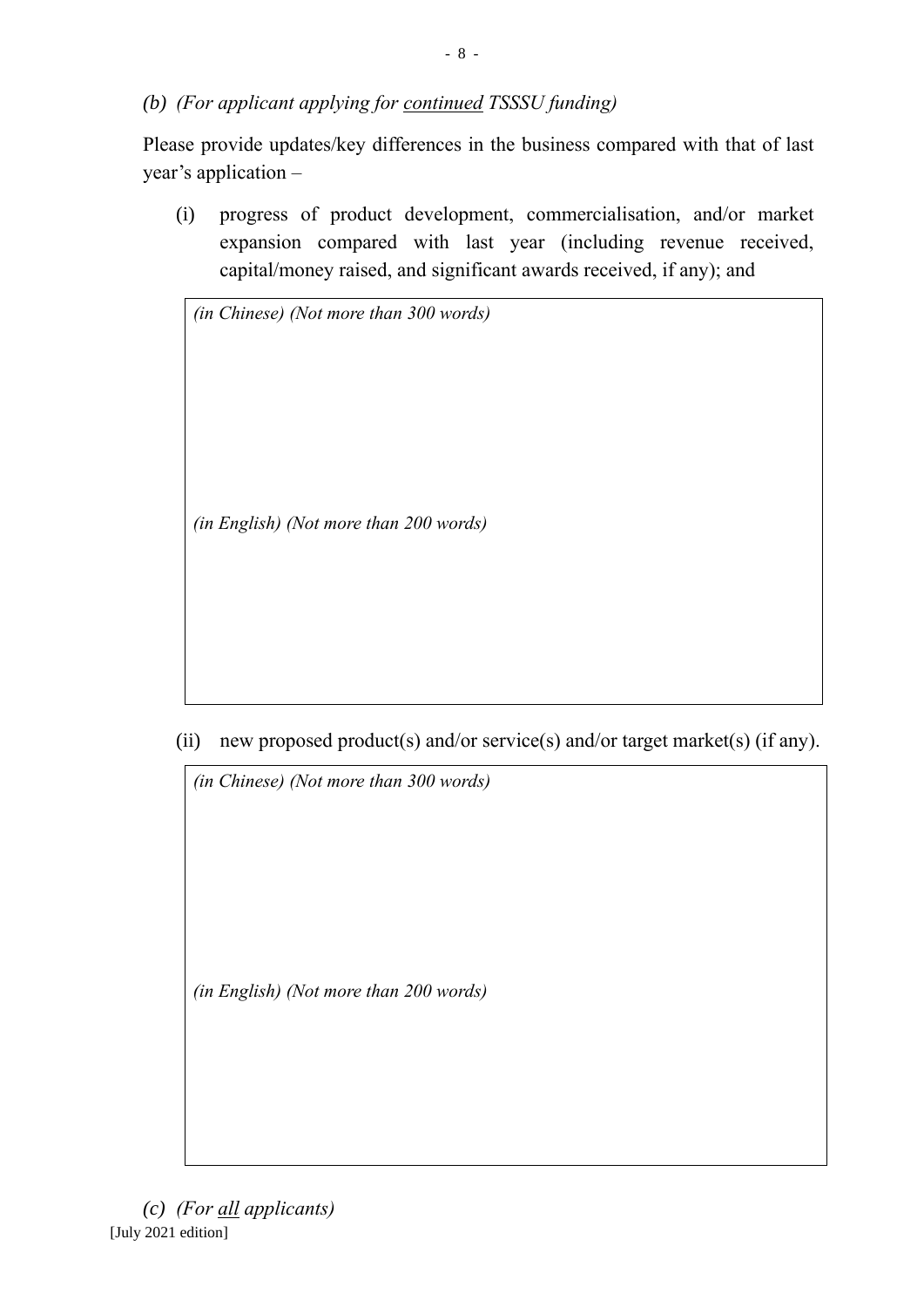*(b) (For applicant applying for continued TSSSU funding)*

Please provide updates/key differences in the business compared with that of last year's application –

(i) progress of product development, commercialisation, and/or market expansion compared with last year (including revenue received, capital/money raised, and significant awards received, if any); and

| *(in Chinese) (Not more than 300 words)*<br><br><br><br><br>*(in English) (Not more than 200 words)*<br><br><br><br><br> |
|---|

(ii) new proposed product(s) and/or service(s) and/or target market(s) (if any).

| *(in Chinese) (Not more than 300 words)*<br><br><br><br><br>*(in English) (Not more than 200 words)*<br><br><br><br><br> |
|---|

*(c) (For all applicants)*

[July 2021 edition]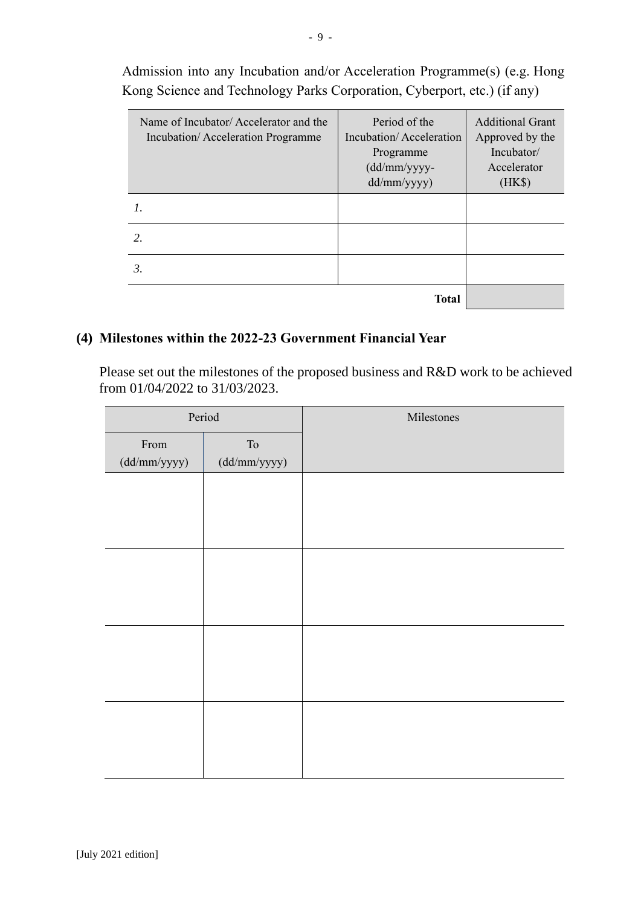Admission into any Incubation and/or Acceleration Programme(s) (e.g. Hong Kong Science and Technology Parks Corporation, Cyberport, etc.) (if any)

| Name of Incubator/ Accelerator and the Incubation/ Acceleration Programme | Period of the Incubation/ Acceleration Programme (dd/mm/yyyy-dd/mm/yyyy) | Additional Grant Approved by the Incubator/ Accelerator (HK$) |
|---|---|---|
| *1.* | | |
| *2.* | | |
| *3.* | | |
| | **Total** | |

## (4) Milestones within the 2022-23 Government Financial Year

Please set out the milestones of the proposed business and R&D work to be achieved from 01/04/2022 to 31/03/2023.

| Period | | Milestones |
|---|---|---|
| From (dd/mm/yyyy) | To (dd/mm/yyyy) | |
| | | |
| | | |
| | | |
| | | |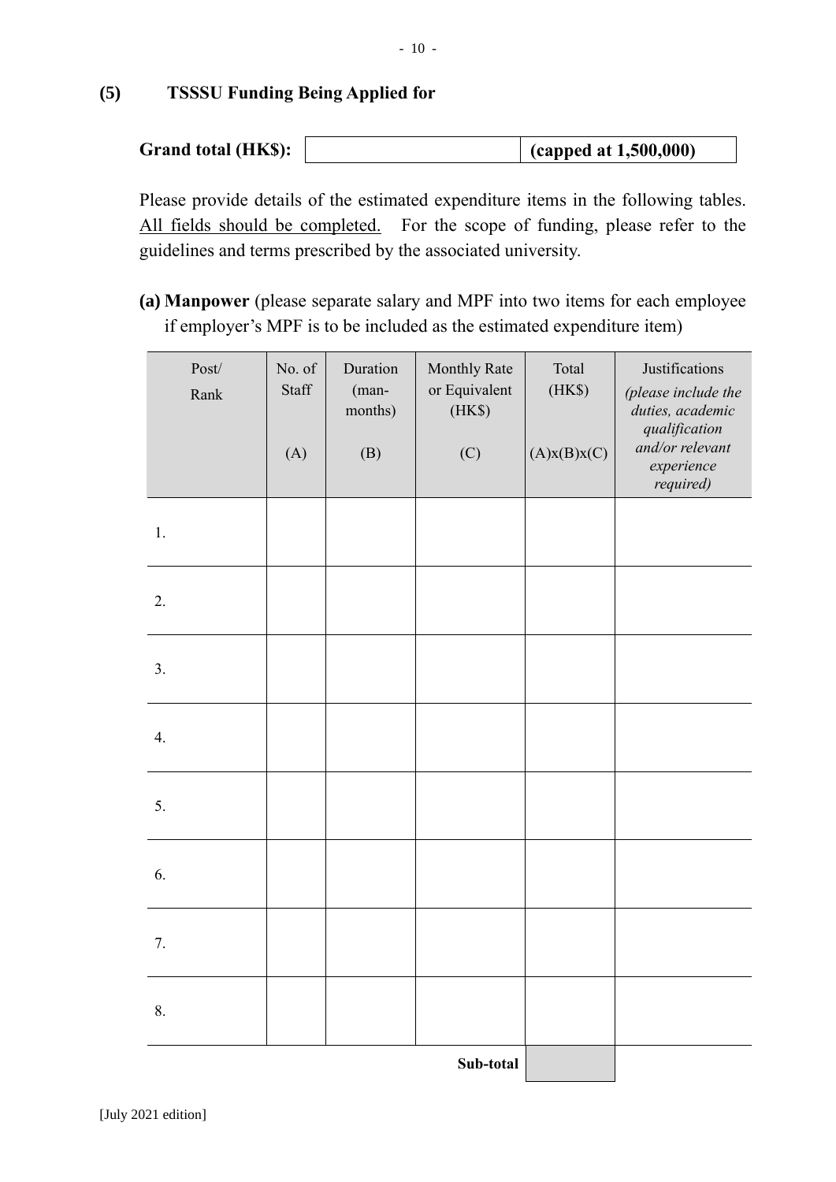## (5) TSSSU Funding Being Applied for

| **Grand total (HK$):** | | **(capped at 1,500,000)** |
|---|---|---|

Please provide details of the estimated expenditure items in the following tables. All fields should be completed. For the scope of funding, please refer to the guidelines and terms prescribed by the associated university.

**(a) Manpower** (please separate salary and MPF into two items for each employee if employer's MPF is to be included as the estimated expenditure item)

| Post/ Rank | No. of Staff (A) | Duration (man-months) (B) | Monthly Rate or Equivalent (HK$) (C) | Total (HK$) (A)x(B)x(C) | Justifications *(please include the duties, academic qualification and/or relevant experience required)* |
|---|---|---|---|---|---|
| 1. | | | | | |
| 2. | | | | | |
| 3. | | | | | |
| 4. | | | | | |
| 5. | | | | | |
| 6. | | | | | |
| 7. | | | | | |
| 8. | | | | | |
| | | | **Sub-total** | | |

[July 2021 edition]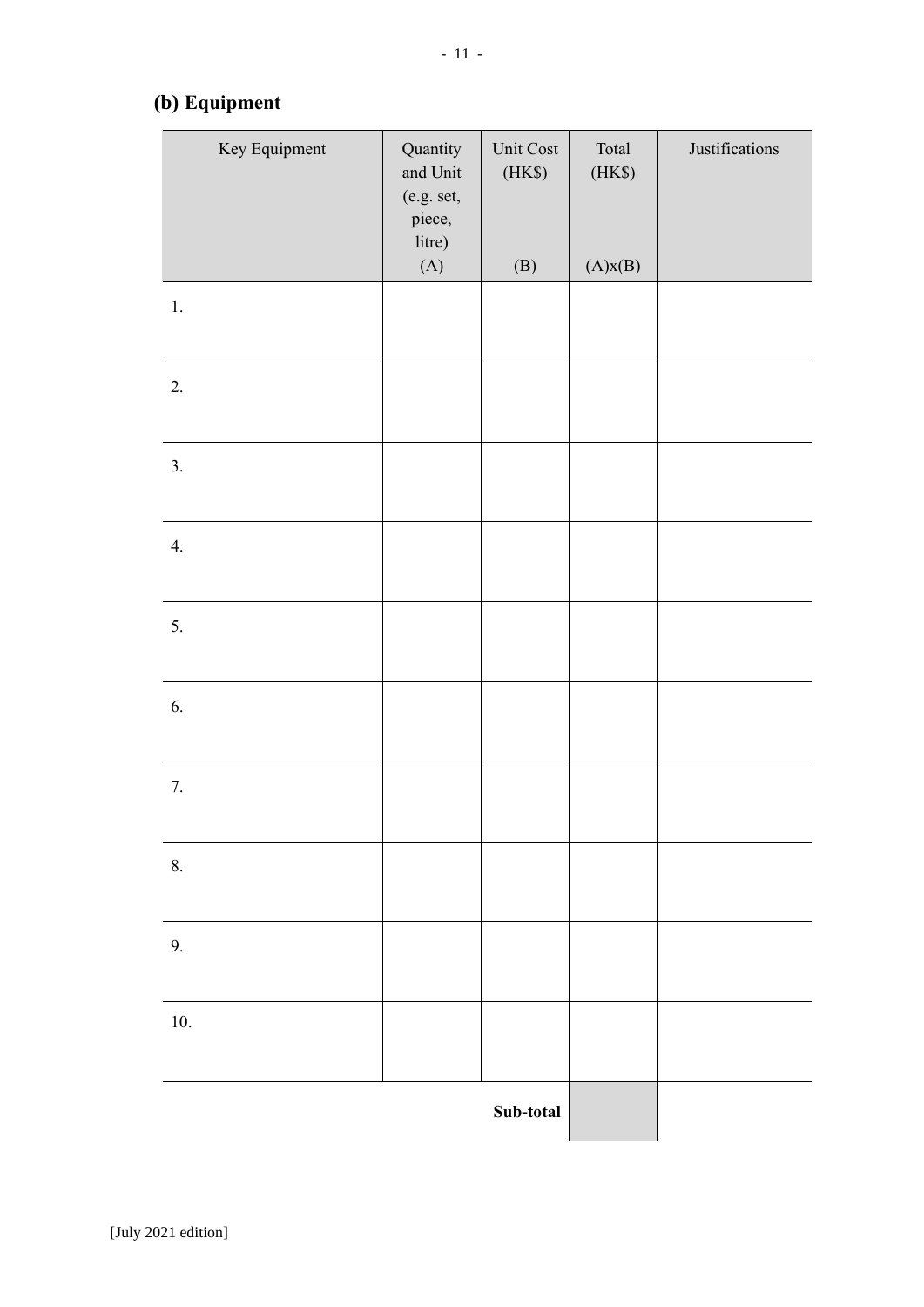## (b) Equipment

| Key Equipment | Quantity and Unit (e.g. set, piece, litre) (A) | Unit Cost (HK$) (B) | Total (HK$) (A)x(B) | Justifications |
|---|---|---|---|---|
| 1. | | | | |
| 2. | | | | |
| 3. | | | | |
| 4. | | | | |
| 5. | | | | |
| 6. | | | | |
| 7. | | | | |
| 8. | | | | |
| 9. | | | | |
| 10. | | | | |
| | | **Sub-total** | | |

[July 2021 edition]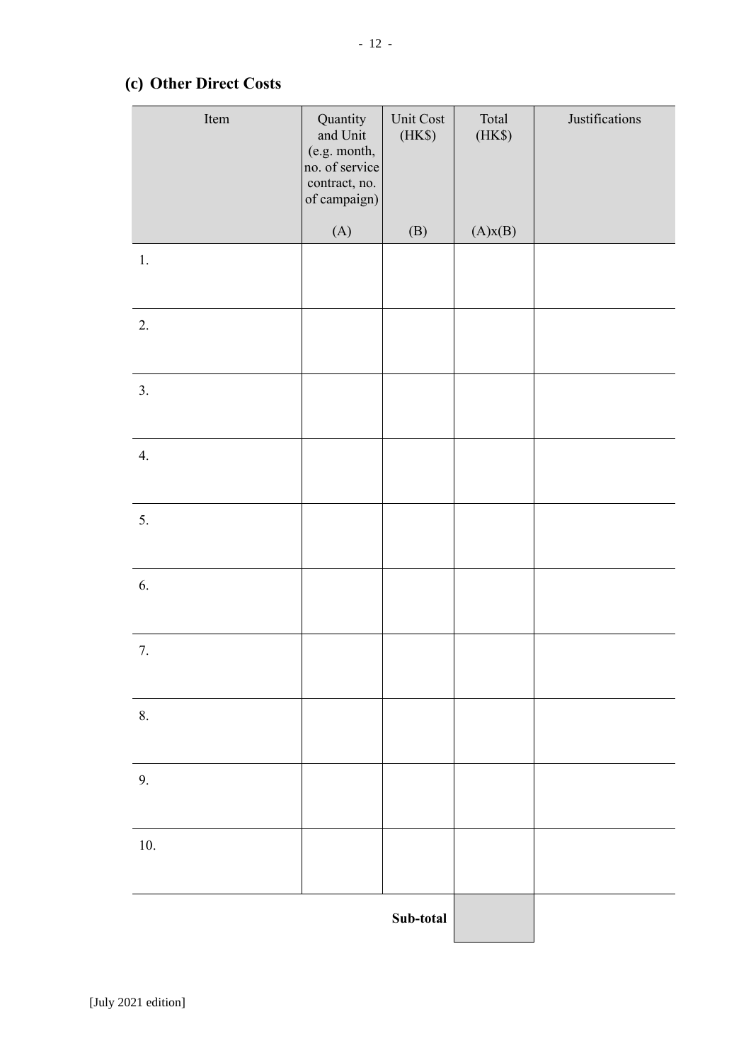### (c) Other Direct Costs

| Item | Quantity and Unit (e.g. month, no. of service contract, no. of campaign) (A) | Unit Cost (HK$) (B) | Total (HK$) (A)x(B) | Justifications |
|---|---|---|---|---|
| 1. | | | | |
| 2. | | | | |
| 3. | | | | |
| 4. | | | | |
| 5. | | | | |
| 6. | | | | |
| 7. | | | | |
| 8. | | | | |
| 9. | | | | |
| 10. | | | | |
| | | **Sub-total** | | |

[July 2021 edition]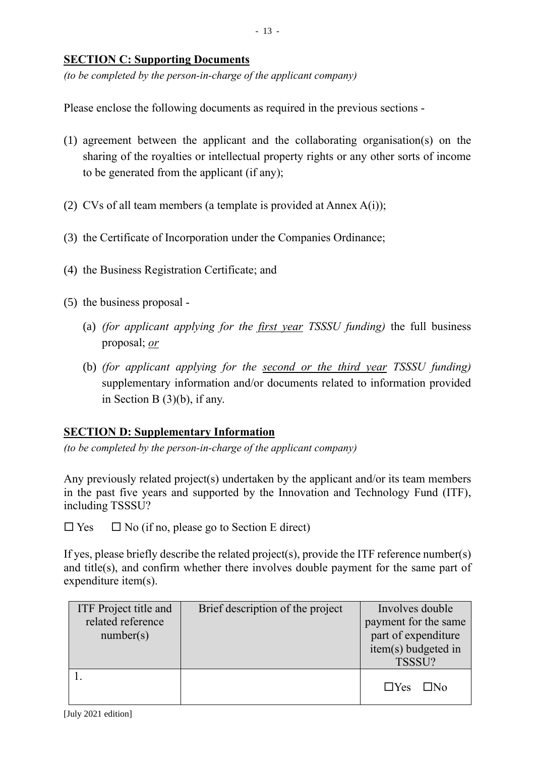## SECTION C: Supporting Documents

*(to be completed by the person-in-charge of the applicant company)*

Please enclose the following documents as required in the previous sections -

(1) agreement between the applicant and the collaborating organisation(s) on the sharing of the royalties or intellectual property rights or any other sorts of income to be generated from the applicant (if any);

(2) CVs of all team members (a template is provided at Annex A(i));

(3) the Certificate of Incorporation under the Companies Ordinance;

(4) the Business Registration Certificate; and

(5) the business proposal -

   (a) *(for applicant applying for the first year TSSSU funding)* the full business proposal; *or*

   (b) *(for applicant applying for the second or the third year TSSSU funding)* supplementary information and/or documents related to information provided in Section B (3)(b), if any.

## SECTION D: Supplementary Information

*(to be completed by the person-in-charge of the applicant company)*

Any previously related project(s) undertaken by the applicant and/or its team members in the past five years and supported by the Innovation and Technology Fund (ITF), including TSSSU?

☐ Yes ☐ No (if no, please go to Section E direct)

If yes, please briefly describe the related project(s), provide the ITF reference number(s) and title(s), and confirm whether there involves double payment for the same part of expenditure item(s).

| ITF Project title and related reference number(s) | Brief description of the project | Involves double payment for the same part of expenditure item(s) budgeted in TSSSU? |
|---|---|---|
| 1. | | ☐Yes ☐No |

[July 2021 edition]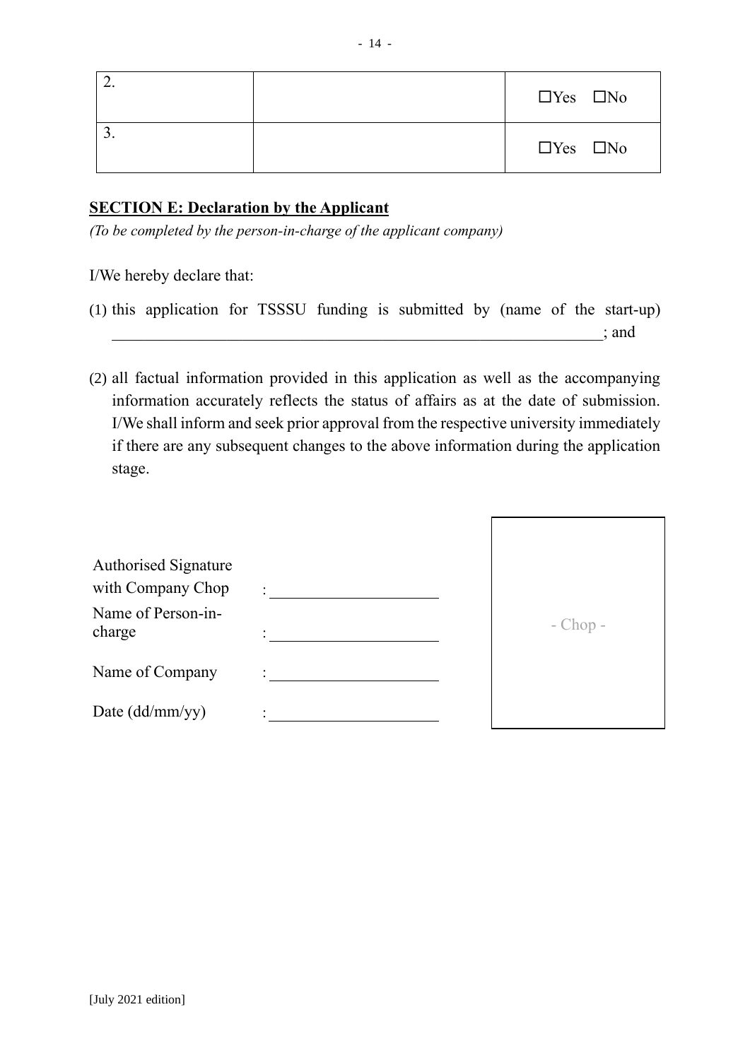| | | |
|---|---|---|
| 2. | | ☐Yes ☐No |
| 3. | | ☐Yes ☐No |

## SECTION E: Declaration by the Applicant

*(To be completed by the person-in-charge of the applicant company)*

I/We hereby declare that:

(1) this application for TSSSU funding is submitted by (name of the start-up) ______________________________________________________________; and

(2) all factual information provided in this application as well as the accompanying information accurately reflects the status of affairs as at the date of submission. I/We shall inform and seek prior approval from the respective university immediately if there are any subsequent changes to the above information during the application stage.

Authorised Signature with Company Chop : ____________________

Name of Person-in-charge : ____________________

Name of Company : ____________________

Date (dd/mm/yy) : ____________________

- Chop -

[July 2021 edition]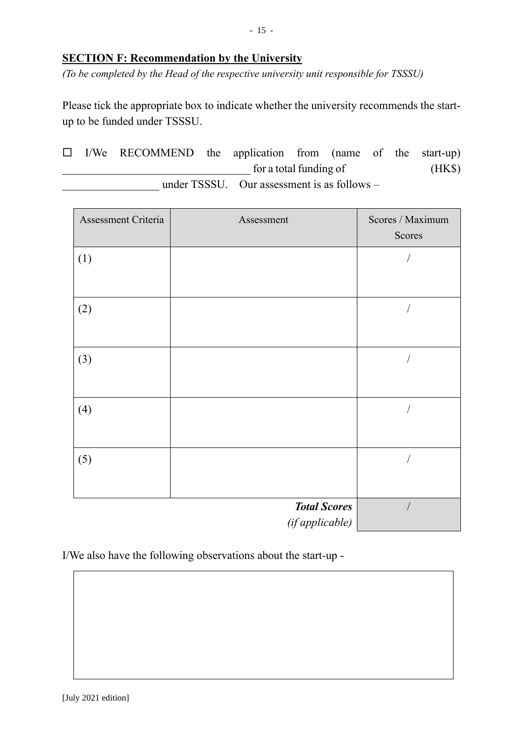**SECTION F: Recommendation by the University**

*(To be completed by the Head of the respective university unit responsible for TSSSU)*

Please tick the appropriate box to indicate whether the university recommends the start-up to be funded under TSSSU.

☐ I/We RECOMMEND the application from (name of the start-up) _________________________________ for a total funding of (HK$) _________________ under TSSSU. Our assessment is as follows –

| Assessment Criteria | Assessment | Scores / Maximum Scores |
|---|---|---|
| (1) | | / |
| (2) | | / |
| (3) | | / |
| (4) | | / |
| (5) | | / |
| | ***Total Scores*** *(if applicable)* | / |

I/We also have the following observations about the start-up -

|  |
|---|
|  |

[July 2021 edition]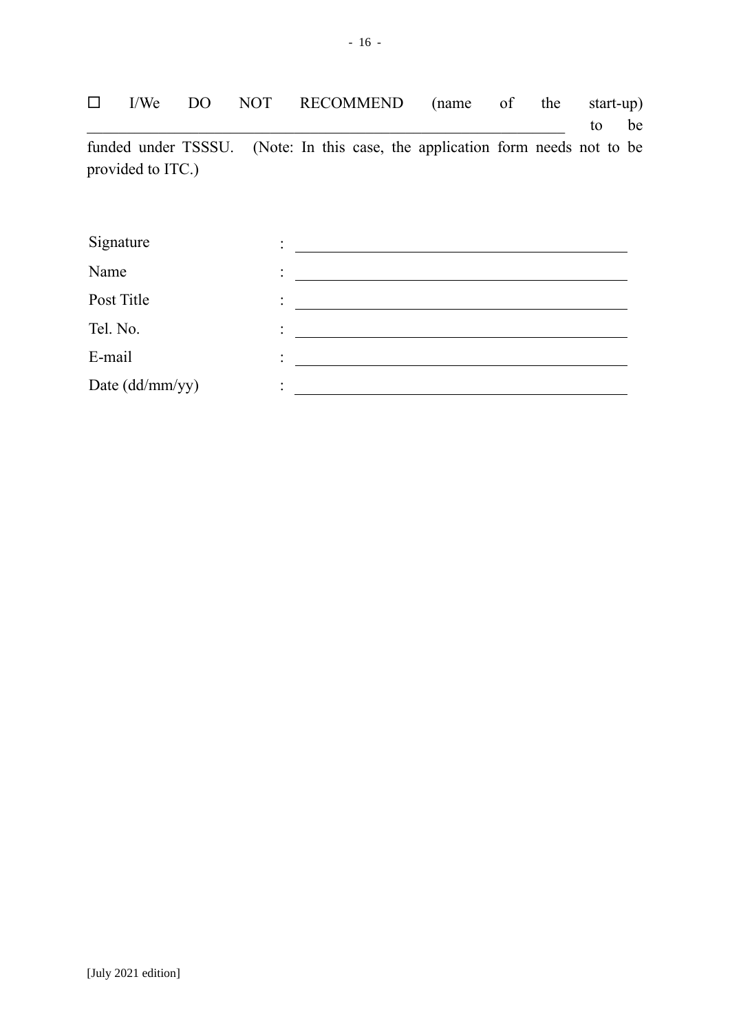☐ I/We DO NOT RECOMMEND (name of the start-up) ______________________________ to be funded under TSSSU. (Note: In this case, the application form needs not to be provided to ITC.)

| | | |
|---|---|---|
| Signature | : | ______________________________ |
| Name | : | ______________________________ |
| Post Title | : | ______________________________ |
| Tel. No. | : | ______________________________ |
| E-mail | : | ______________________________ |
| Date (dd/mm/yy) | : | ______________________________ |

[July 2021 edition]